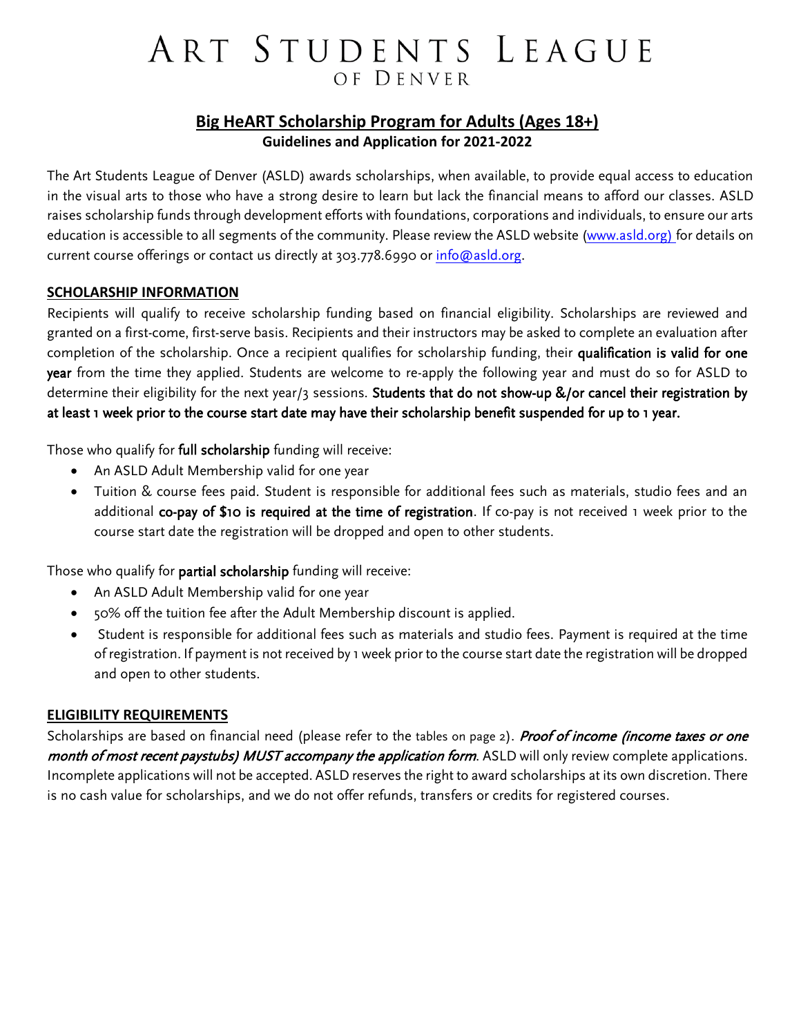# ART STUDENTS LEAGUE OF DENVER

## Big HeART Scholarship Program for Adults (Ages 18+)

**Guidelines and Application for 2021-2022**

The Art Students League of Denver (ASLD) awards scholarships, when available, to provide equal access to education in the visual arts to those who have a strong desire to learn but lack the financial means to afford our classes. ASLD raises scholarship funds through development efforts with foundations, corporations and individuals, to ensure our arts education is accessible to all segments of the community. Please review the ASLD website (www.asld.org) for details on current course offerings or contact us directly at 303.778.6990 or info@asld.org.

### SCHOLARSHIP INFORMATION

Recipients will qualify to receive scholarship funding based on financial eligibility. Scholarships are reviewed and granted on a first-come, first-serve basis. Recipients and their instructors may be asked to complete an evaluation after completion of the scholarship. Once a recipient qualifies for scholarship funding, their **qualification is valid for one year** from the time they applied. Students are welcome to re-apply the following year and must do so for ASLD to determine their eligibility for the next year/3 sessions. **Students that do not show-up &/or cancel their registration by at least 1 week prior to the course start date may have their scholarship benefit suspended for up to 1 year.**

Those who qualify for **full scholarship** funding will receive:

- An ASLD Adult Membership valid for one year
- Tuition & course fees paid. Student is responsible for additional fees such as materials, studio fees and an additional **co-pay of $10 is required at the time of registration**. If co-pay is not received 1 week prior to the course start date the registration will be dropped and open to other students.

Those who qualify for **partial scholarship** funding will receive:

- An ASLD Adult Membership valid for one year
- 50% off the tuition fee after the Adult Membership discount is applied.
- Student is responsible for additional fees such as materials and studio fees. Payment is required at the time of registration. If payment is not received by 1 week prior to the course start date the registration will be dropped and open to other students.

### ELIGIBILITY REQUIREMENTS

Scholarships are based on financial need (please refer to the tables on page 2). ***Proof of income (income taxes or one month of most recent paystubs) MUST accompany the application form***. ASLD will only review complete applications. Incomplete applications will not be accepted. ASLD reserves the right to award scholarships at its own discretion. There is no cash value for scholarships, and we do not offer refunds, transfers or credits for registered courses.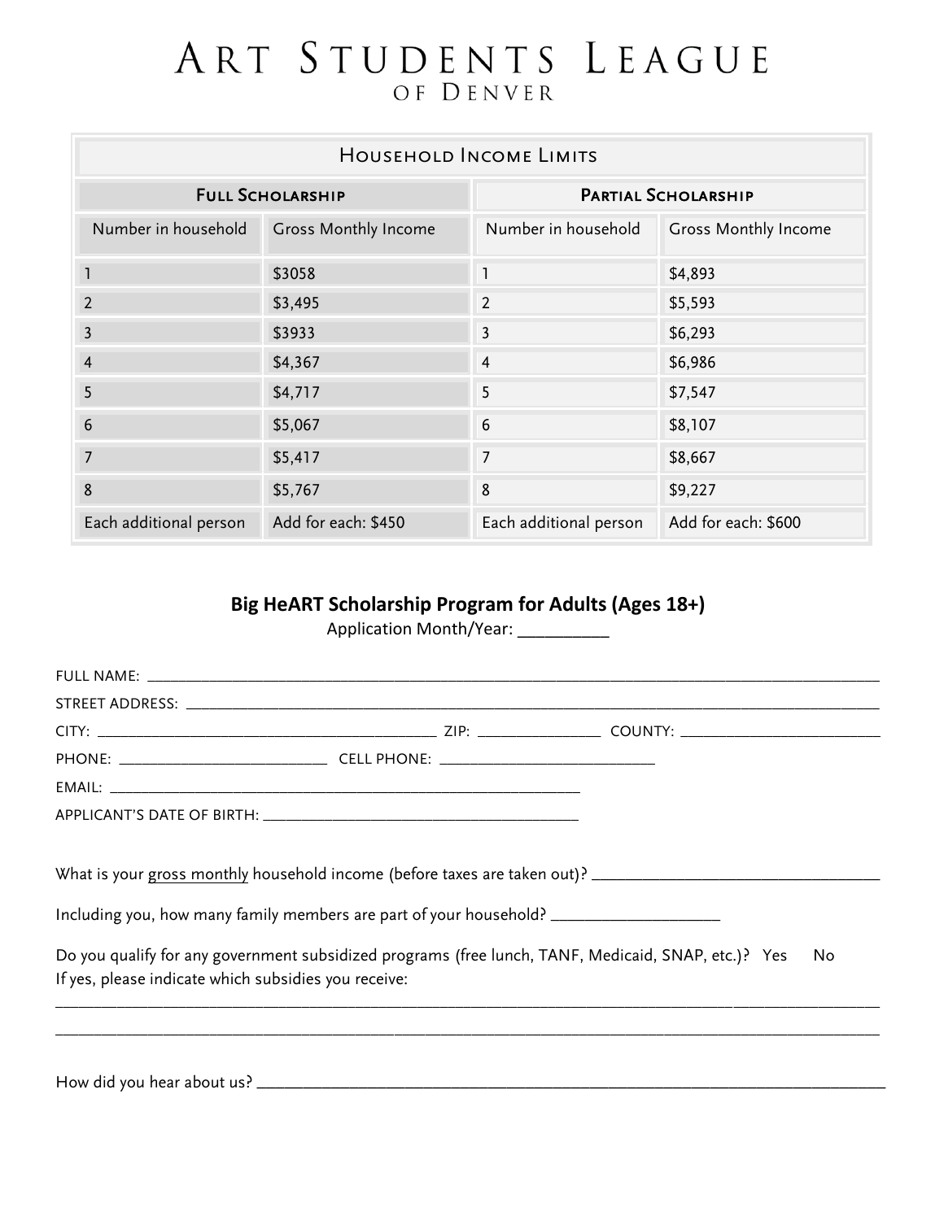# Art Students League
## of Denver

| Household Income Limits | | | |
|---|---|---|---|
| **Full Scholarship** | | **Partial Scholarship** | |
| Number in household | Gross Monthly Income | Number in household | Gross Monthly Income |
| 1 | $3058 | 1 | $4,893 |
| 2 | $3,495 | 2 | $5,593 |
| 3 | $3933 | 3 | $6,293 |
| 4 | $4,367 | 4 | $6,986 |
| 5 | $4,717 | 5 | $7,547 |
| 6 | $5,067 | 6 | $8,107 |
| 7 | $5,417 | 7 | $8,667 |
| 8 | $5,767 | 8 | $9,227 |
| Each additional person | Add for each: $450 | Each additional person | Add for each: $600 |

## Big HeART Scholarship Program for Adults (Ages 18+)

Application Month/Year: __________

FULL NAME: ______________________________________________

STREET ADDRESS: ______________________________________________

CITY: ______________________ ZIP: ____________ COUNTY: ______________________

PHONE: ______________________ CELL PHONE: ______________________

EMAIL: ______________________________________________

APPLICANT'S DATE OF BIRTH: ______________________________

What is your gross monthly household income (before taxes are taken out)? ______________________________

Including you, how many family members are part of your household? __________________

Do you qualify for any government subsidized programs (free lunch, TANF, Medicaid, SNAP, etc.)? Yes No

If yes, please indicate which subsidies you receive:

______________________________________________________________________________

______________________________________________________________________________

How did you hear about us? ______________________________________________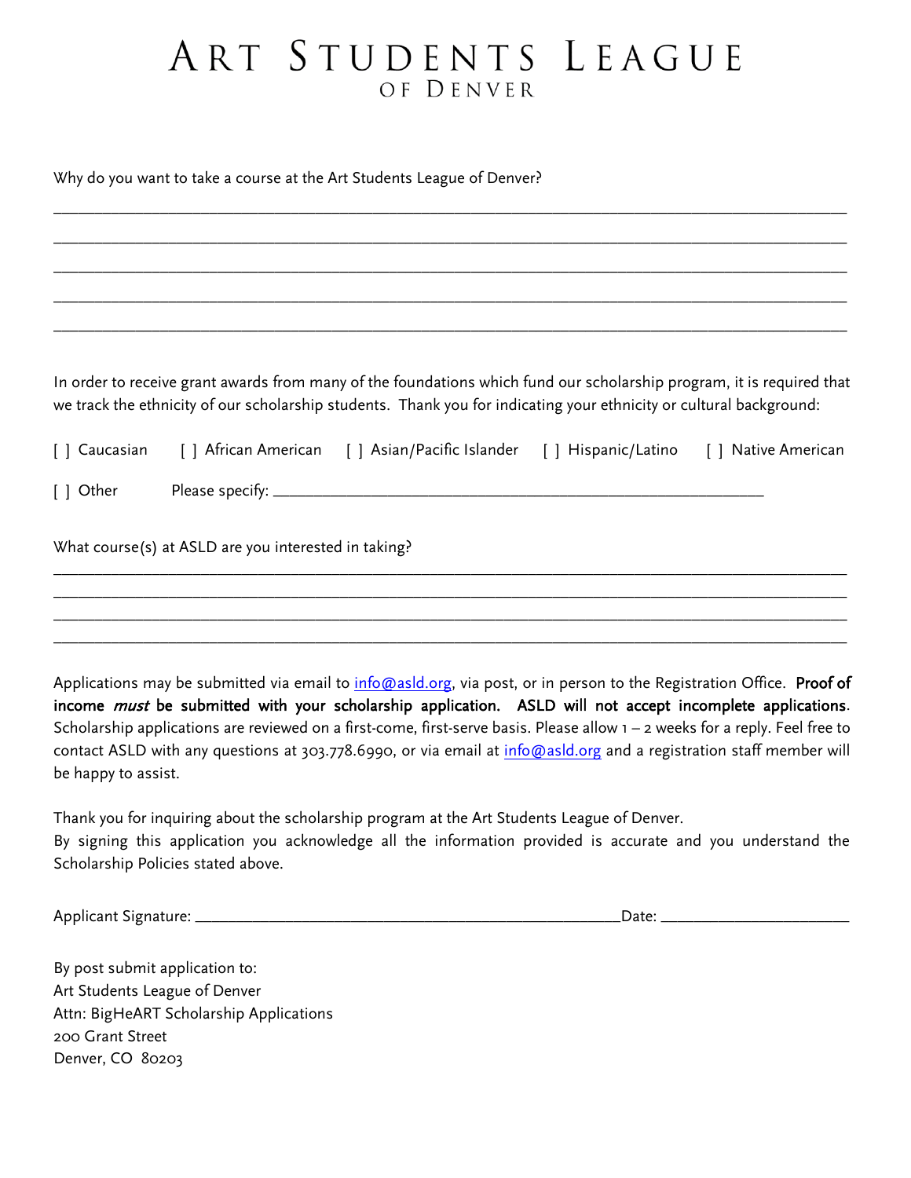# ART STUDENTS LEAGUE
## OF DENVER

Why do you want to take a course at the Art Students League of Denver?

_______________________________________________________________________________________

_______________________________________________________________________________________

_______________________________________________________________________________________

_______________________________________________________________________________________

_______________________________________________________________________________________

In order to receive grant awards from many of the foundations which fund our scholarship program, it is required that we track the ethnicity of our scholarship students. Thank you for indicating your ethnicity or cultural background:

[ ] Caucasian [ ] African American [ ] Asian/Pacific Islander [ ] Hispanic/Latino [ ] Native American

[ ] Other Please specify: ____________________________________________________

What course(s) at ASLD are you interested in taking?

_______________________________________________________________________________________

_______________________________________________________________________________________

_______________________________________________________________________________________

_______________________________________________________________________________________

Applications may be submitted via email to info@asld.org, via post, or in person to the Registration Office. **Proof of income *must* be submitted with your scholarship application. ASLD will not accept incomplete applications**. Scholarship applications are reviewed on a first-come, first-serve basis. Please allow 1 – 2 weeks for a reply. Feel free to contact ASLD with any questions at 303.778.6990, or via email at info@asld.org and a registration staff member will be happy to assist.

Thank you for inquiring about the scholarship program at the Art Students League of Denver.
By signing this application you acknowledge all the information provided is accurate and you understand the Scholarship Policies stated above.

Applicant Signature: ______________________________________________Date: ___________________

By post submit application to:
Art Students League of Denver
Attn: BigHeART Scholarship Applications
200 Grant Street
Denver, CO 80203